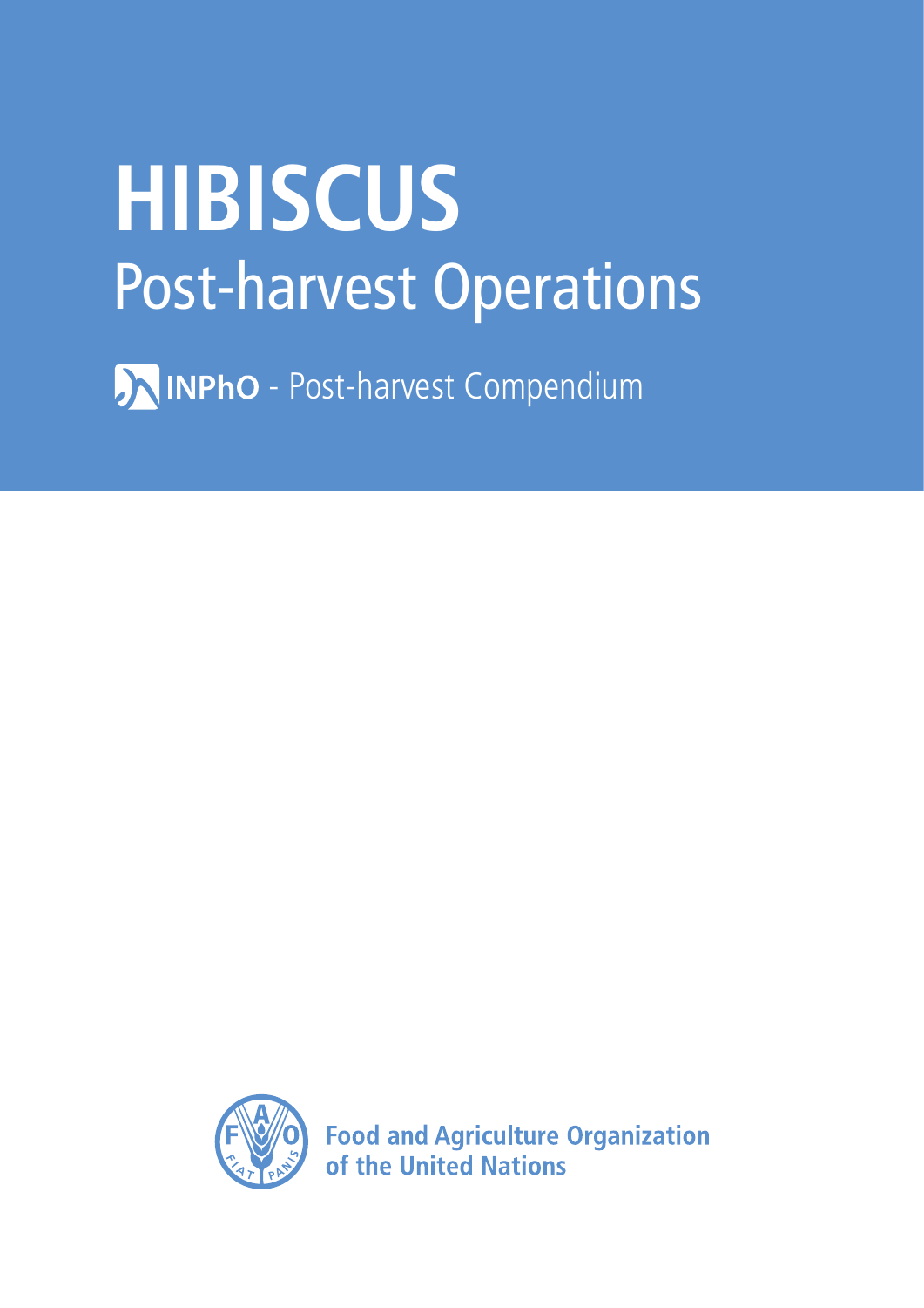# HIBISCUS

## Post-harvest Operations

INPhO - Post-harvest Compendium

Food and Agriculture Organization of the United Nations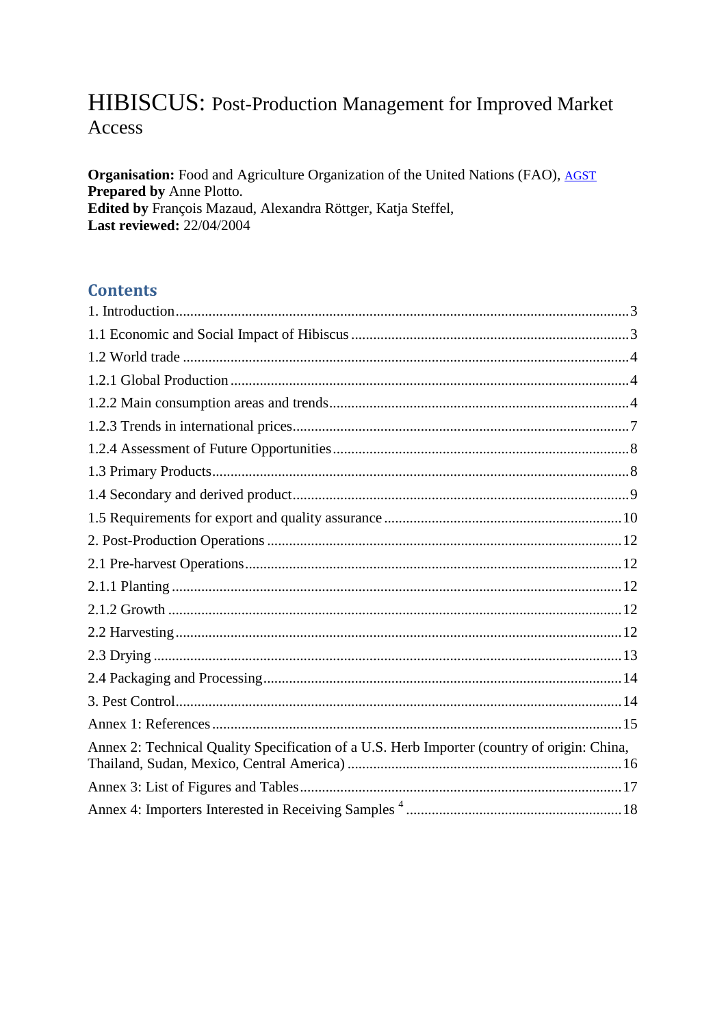# HIBISCUS: Post-Production Management for Improved Market Access

**Organisation:** Food and Agriculture Organization of the United Nations (FAO), AGST
**Prepared by** Anne Plotto.
**Edited by** François Mazaud, Alexandra Röttger, Katja Steffel,
**Last reviewed:** 22/04/2004

## Contents

1. Introduction .......... 3
1.1 Economic and Social Impact of Hibiscus .......... 3
1.2 World trade .......... 4
1.2.1 Global Production .......... 4
1.2.2 Main consumption areas and trends .......... 4
1.2.3 Trends in international prices .......... 7
1.2.4 Assessment of Future Opportunities .......... 8
1.3 Primary Products .......... 8
1.4 Secondary and derived product .......... 9
1.5 Requirements for export and quality assurance .......... 10
2. Post-Production Operations .......... 12
2.1 Pre-harvest Operations .......... 12
2.1.1 Planting .......... 12
2.1.2 Growth .......... 12
2.2 Harvesting .......... 12
2.3 Drying .......... 13
2.4 Packaging and Processing .......... 14
3. Pest Control .......... 14
Annex 1: References .......... 15
Annex 2: Technical Quality Specification of a U.S. Herb Importer (country of origin: China, Thailand, Sudan, Mexico, Central America) .......... 16
Annex 3: List of Figures and Tables .......... 17
Annex 4: Importers Interested in Receiving Samples [4] .......... 18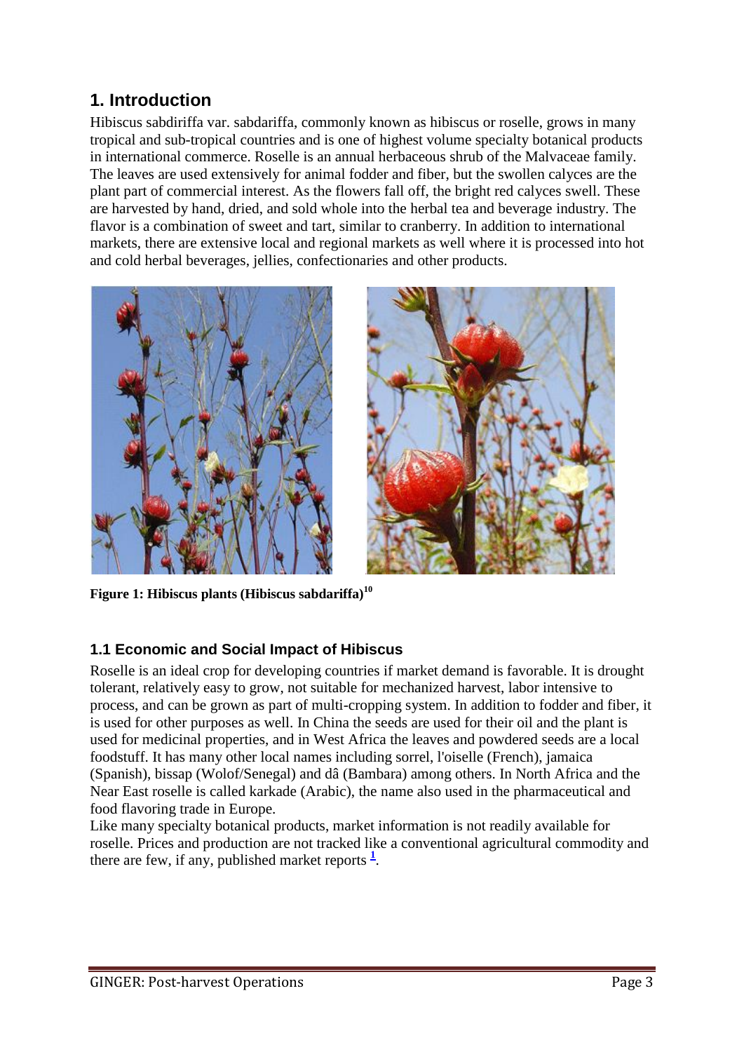# 1. Introduction

Hibiscus sabdiriffa var. sabdariffa, commonly known as hibiscus or roselle, grows in many tropical and sub-tropical countries and is one of highest volume specialty botanical products in international commerce. Roselle is an annual herbaceous shrub of the Malvaceae family. The leaves are used extensively for animal fodder and fiber, but the swollen calyces are the plant part of commercial interest. As the flowers fall off, the bright red calyces swell. These are harvested by hand, dried, and sold whole into the herbal tea and beverage industry. The flavor is a combination of sweet and tart, similar to cranberry. In addition to international markets, there are extensive local and regional markets as well where it is processed into hot and cold herbal beverages, jellies, confectionaries and other products.

**Figure 1: Hibiscus plants (Hibiscus sabdariffa)[10]**

## 1.1 Economic and Social Impact of Hibiscus

Roselle is an ideal crop for developing countries if market demand is favorable. It is drought tolerant, relatively easy to grow, not suitable for mechanized harvest, labor intensive to process, and can be grown as part of multi-cropping system. In addition to fodder and fiber, it is used for other purposes as well. In China the seeds are used for their oil and the plant is used for medicinal properties, and in West Africa the leaves and powdered seeds are a local foodstuff. It has many other local names including sorrel, l'oiselle (French), jamaica (Spanish), bissap (Wolof/Senegal) and dâ (Bambara) among others. In North Africa and the Near East roselle is called karkade (Arabic), the name also used in the pharmaceutical and food flavoring trade in Europe.

Like many specialty botanical products, market information is not readily available for roselle. Prices and production are not tracked like a conventional agricultural commodity and there are few, if any, published market reports [1].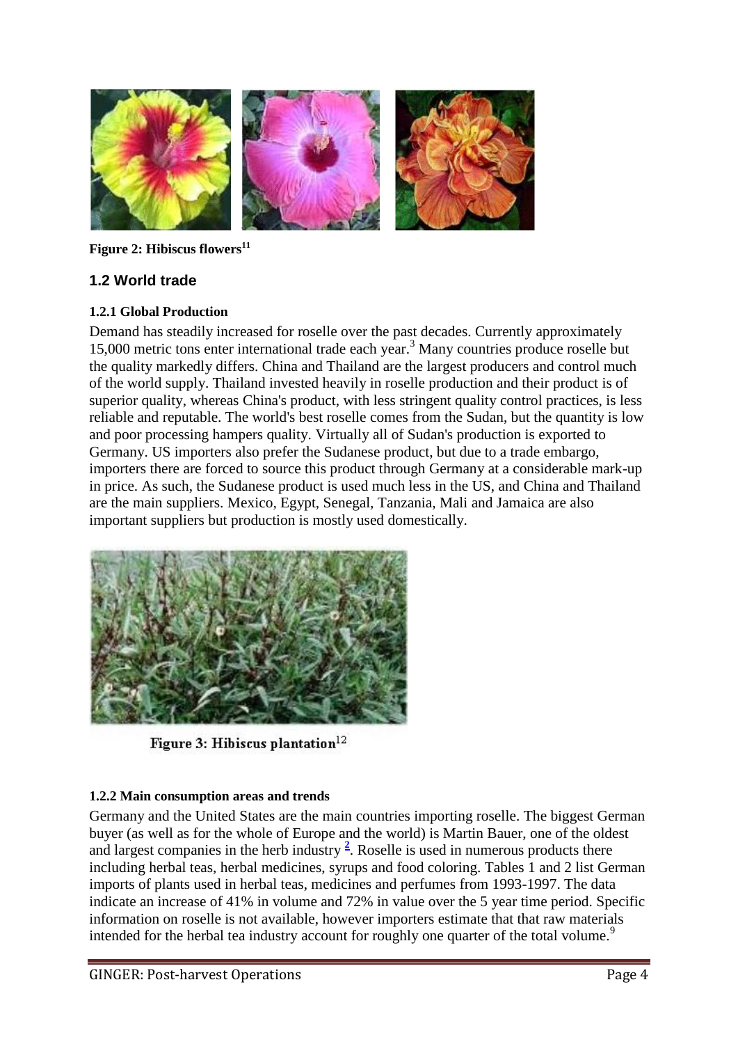**Figure 2: Hibiscus flowers**[11]

## 1.2 World trade

### 1.2.1 Global Production

Demand has steadily increased for roselle over the past decades. Currently approximately 15,000 metric tons enter international trade each year.[3] Many countries produce roselle but the quality markedly differs. China and Thailand are the largest producers and control much of the world supply. Thailand invested heavily in roselle production and their product is of superior quality, whereas China's product, with less stringent quality control practices, is less reliable and reputable. The world's best roselle comes from the Sudan, but the quantity is low and poor processing hampers quality. Virtually all of Sudan's production is exported to Germany. US importers also prefer the Sudanese product, but due to a trade embargo, importers there are forced to source this product through Germany at a considerable mark-up in price. As such, the Sudanese product is used much less in the US, and China and Thailand are the main suppliers. Mexico, Egypt, Senegal, Tanzania, Mali and Jamaica are also important suppliers but production is mostly used domestically.

**Figure 3: Hibiscus plantation**[12]

### 1.2.2 Main consumption areas and trends

Germany and the United States are the main countries importing roselle. The biggest German buyer (as well as for the whole of Europe and the world) is Martin Bauer, one of the oldest and largest companies in the herb industry [2]. Roselle is used in numerous products there including herbal teas, herbal medicines, syrups and food coloring. Tables 1 and 2 list German imports of plants used in herbal teas, medicines and perfumes from 1993-1997. The data indicate an increase of 41% in volume and 72% in value over the 5 year time period. Specific information on roselle is not available, however importers estimate that that raw materials intended for the herbal tea industry account for roughly one quarter of the total volume.[9]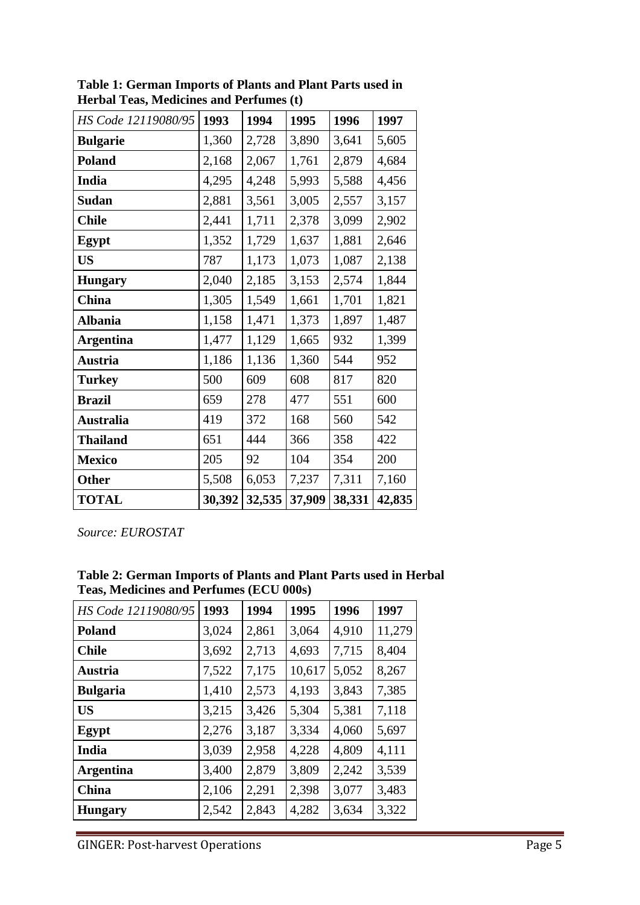**Table 1: German Imports of Plants and Plant Parts used in Herbal Teas, Medicines and Perfumes (t)**

| *HS Code 12119080/95* | **1993** | **1994** | **1995** | **1996** | **1997** |
|---|---|---|---|---|---|
| **Bulgarie** | 1,360 | 2,728 | 3,890 | 3,641 | 5,605 |
| **Poland** | 2,168 | 2,067 | 1,761 | 2,879 | 4,684 |
| **India** | 4,295 | 4,248 | 5,993 | 5,588 | 4,456 |
| **Sudan** | 2,881 | 3,561 | 3,005 | 2,557 | 3,157 |
| **Chile** | 2,441 | 1,711 | 2,378 | 3,099 | 2,902 |
| **Egypt** | 1,352 | 1,729 | 1,637 | 1,881 | 2,646 |
| **US** | 787 | 1,173 | 1,073 | 1,087 | 2,138 |
| **Hungary** | 2,040 | 2,185 | 3,153 | 2,574 | 1,844 |
| **China** | 1,305 | 1,549 | 1,661 | 1,701 | 1,821 |
| **Albania** | 1,158 | 1,471 | 1,373 | 1,897 | 1,487 |
| **Argentina** | 1,477 | 1,129 | 1,665 | 932 | 1,399 |
| **Austria** | 1,186 | 1,136 | 1,360 | 544 | 952 |
| **Turkey** | 500 | 609 | 608 | 817 | 820 |
| **Brazil** | 659 | 278 | 477 | 551 | 600 |
| **Australia** | 419 | 372 | 168 | 560 | 542 |
| **Thailand** | 651 | 444 | 366 | 358 | 422 |
| **Mexico** | 205 | 92 | 104 | 354 | 200 |
| **Other** | 5,508 | 6,053 | 7,237 | 7,311 | 7,160 |
| **TOTAL** | **30,392** | **32,535** | **37,909** | **38,331** | **42,835** |

*Source: EUROSTAT*

**Table 2: German Imports of Plants and Plant Parts used in Herbal Teas, Medicines and Perfumes (ECU 000s)**

| *HS Code 12119080/95* | **1993** | **1994** | **1995** | **1996** | **1997** |
|---|---|---|---|---|---|
| **Poland** | 3,024 | 2,861 | 3,064 | 4,910 | 11,279 |
| **Chile** | 3,692 | 2,713 | 4,693 | 7,715 | 8,404 |
| **Austria** | 7,522 | 7,175 | 10,617 | 5,052 | 8,267 |
| **Bulgaria** | 1,410 | 2,573 | 4,193 | 3,843 | 7,385 |
| **US** | 3,215 | 3,426 | 5,304 | 5,381 | 7,118 |
| **Egypt** | 2,276 | 3,187 | 3,334 | 4,060 | 5,697 |
| **India** | 3,039 | 2,958 | 4,228 | 4,809 | 4,111 |
| **Argentina** | 3,400 | 2,879 | 3,809 | 2,242 | 3,539 |
| **China** | 2,106 | 2,291 | 2,398 | 3,077 | 3,483 |
| **Hungary** | 2,542 | 2,843 | 4,282 | 3,634 | 3,322 |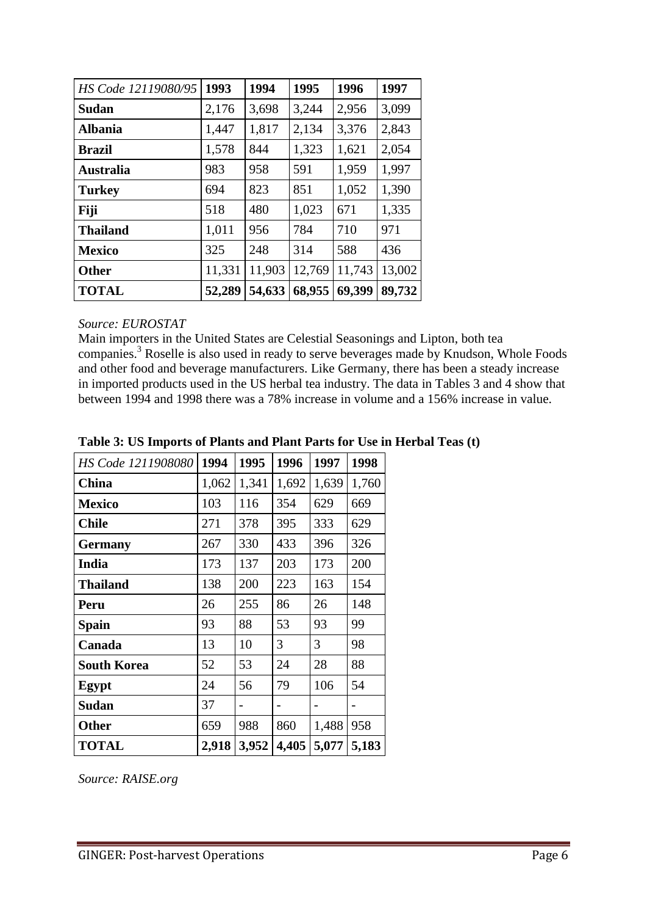| *HS Code 12119080/95* | **1993** | **1994** | **1995** | **1996** | **1997** |
|---|---|---|---|---|---|
| **Sudan** | 2,176 | 3,698 | 3,244 | 2,956 | 3,099 |
| **Albania** | 1,447 | 1,817 | 2,134 | 3,376 | 2,843 |
| **Brazil** | 1,578 | 844 | 1,323 | 1,621 | 2,054 |
| **Australia** | 983 | 958 | 591 | 1,959 | 1,997 |
| **Turkey** | 694 | 823 | 851 | 1,052 | 1,390 |
| **Fiji** | 518 | 480 | 1,023 | 671 | 1,335 |
| **Thailand** | 1,011 | 956 | 784 | 710 | 971 |
| **Mexico** | 325 | 248 | 314 | 588 | 436 |
| **Other** | 11,331 | 11,903 | 12,769 | 11,743 | 13,002 |
| **TOTAL** | **52,289** | **54,633** | **68,955** | **69,399** | **89,732** |

*Source: EUROSTAT*

Main importers in the United States are Celestial Seasonings and Lipton, both tea companies.[3] Roselle is also used in ready to serve beverages made by Knudson, Whole Foods and other food and beverage manufacturers. Like Germany, there has been a steady increase in imported products used in the US herbal tea industry. The data in Tables 3 and 4 show that between 1994 and 1998 there was a 78% increase in volume and a 156% increase in value.

**Table 3: US Imports of Plants and Plant Parts for Use in Herbal Teas (t)**

| *HS Code 1211908080* | **1994** | **1995** | **1996** | **1997** | **1998** |
|---|---|---|---|---|---|
| **China** | 1,062 | 1,341 | 1,692 | 1,639 | 1,760 |
| **Mexico** | 103 | 116 | 354 | 629 | 669 |
| **Chile** | 271 | 378 | 395 | 333 | 629 |
| **Germany** | 267 | 330 | 433 | 396 | 326 |
| **India** | 173 | 137 | 203 | 173 | 200 |
| **Thailand** | 138 | 200 | 223 | 163 | 154 |
| **Peru** | 26 | 255 | 86 | 26 | 148 |
| **Spain** | 93 | 88 | 53 | 93 | 99 |
| **Canada** | 13 | 10 | 3 | 3 | 98 |
| **South Korea** | 52 | 53 | 24 | 28 | 88 |
| **Egypt** | 24 | 56 | 79 | 106 | 54 |
| **Sudan** | 37 | - | - | - | - |
| **Other** | 659 | 988 | 860 | 1,488 | 958 |
| **TOTAL** | **2,918** | **3,952** | **4,405** | **5,077** | **5,183** |

*Source: RAISE.org*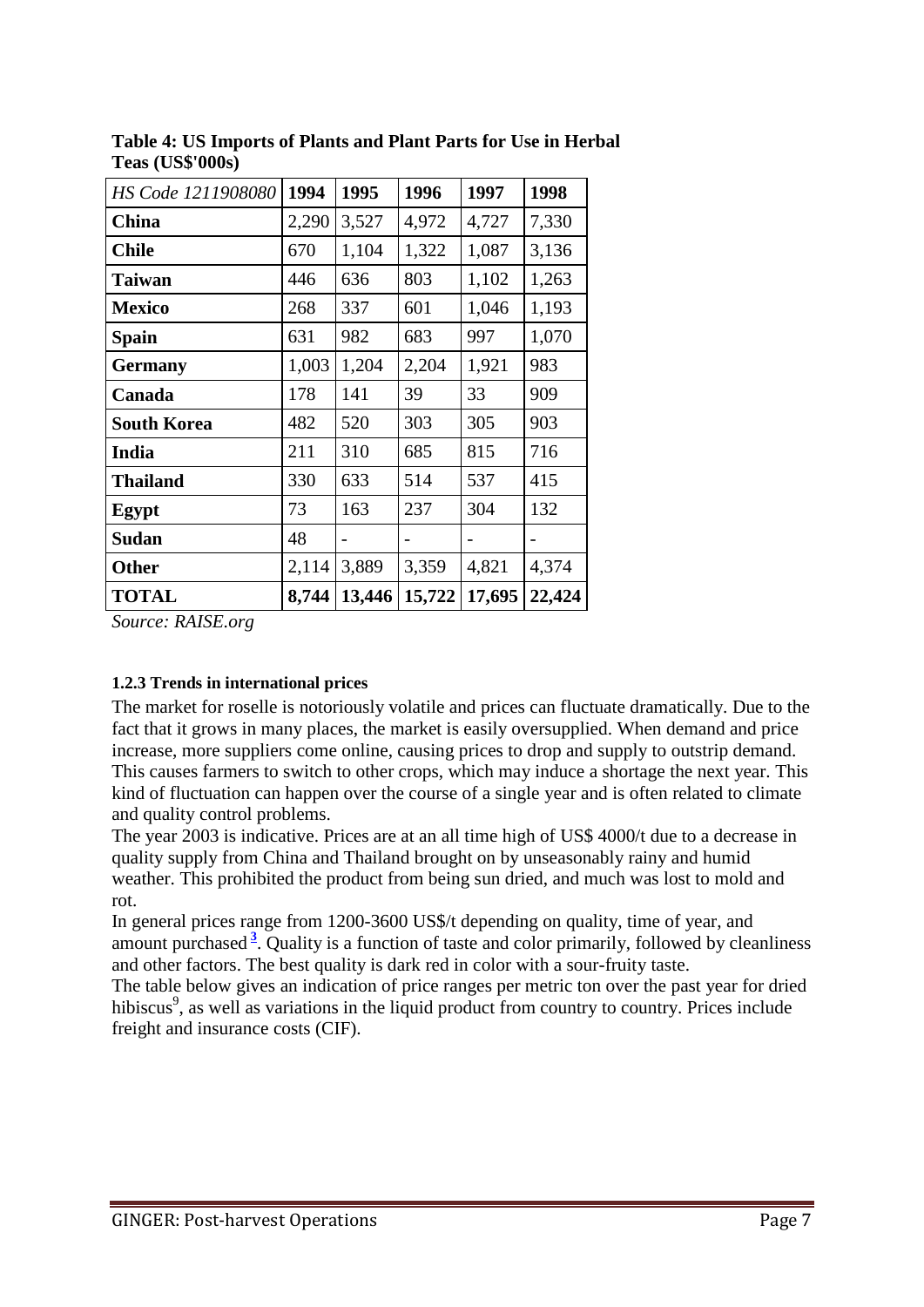**Table 4: US Imports of Plants and Plant Parts for Use in Herbal Teas (US$'000s)**

| *HS Code 1211908080* | **1994** | **1995** | **1996** | **1997** | **1998** |
|---|---|---|---|---|---|
| **China** | 2,290 | 3,527 | 4,972 | 4,727 | 7,330 |
| **Chile** | 670 | 1,104 | 1,322 | 1,087 | 3,136 |
| **Taiwan** | 446 | 636 | 803 | 1,102 | 1,263 |
| **Mexico** | 268 | 337 | 601 | 1,046 | 1,193 |
| **Spain** | 631 | 982 | 683 | 997 | 1,070 |
| **Germany** | 1,003 | 1,204 | 2,204 | 1,921 | 983 |
| **Canada** | 178 | 141 | 39 | 33 | 909 |
| **South Korea** | 482 | 520 | 303 | 305 | 903 |
| **India** | 211 | 310 | 685 | 815 | 716 |
| **Thailand** | 330 | 633 | 514 | 537 | 415 |
| **Egypt** | 73 | 163 | 237 | 304 | 132 |
| **Sudan** | 48 | - | - | - | - |
| **Other** | 2,114 | 3,889 | 3,359 | 4,821 | 4,374 |
| **TOTAL** | **8,744** | **13,446** | **15,722** | **17,695** | **22,424** |

*Source: RAISE.org*

#### 1.2.3 Trends in international prices

The market for roselle is notoriously volatile and prices can fluctuate dramatically. Due to the fact that it grows in many places, the market is easily oversupplied. When demand and price increase, more suppliers come online, causing prices to drop and supply to outstrip demand. This causes farmers to switch to other crops, which may induce a shortage the next year. This kind of fluctuation can happen over the course of a single year and is often related to climate and quality control problems.

The year 2003 is indicative. Prices are at an all time high of US$ 4000/t due to a decrease in quality supply from China and Thailand brought on by unseasonably rainy and humid weather. This prohibited the product from being sun dried, and much was lost to mold and rot.

In general prices range from 1200-3600 US$/t depending on quality, time of year, and amount purchased[3]. Quality is a function of taste and color primarily, followed by cleanliness and other factors. The best quality is dark red in color with a sour-fruity taste.

The table below gives an indication of price ranges per metric ton over the past year for dried hibiscus[9], as well as variations in the liquid product from country to country. Prices include freight and insurance costs (CIF).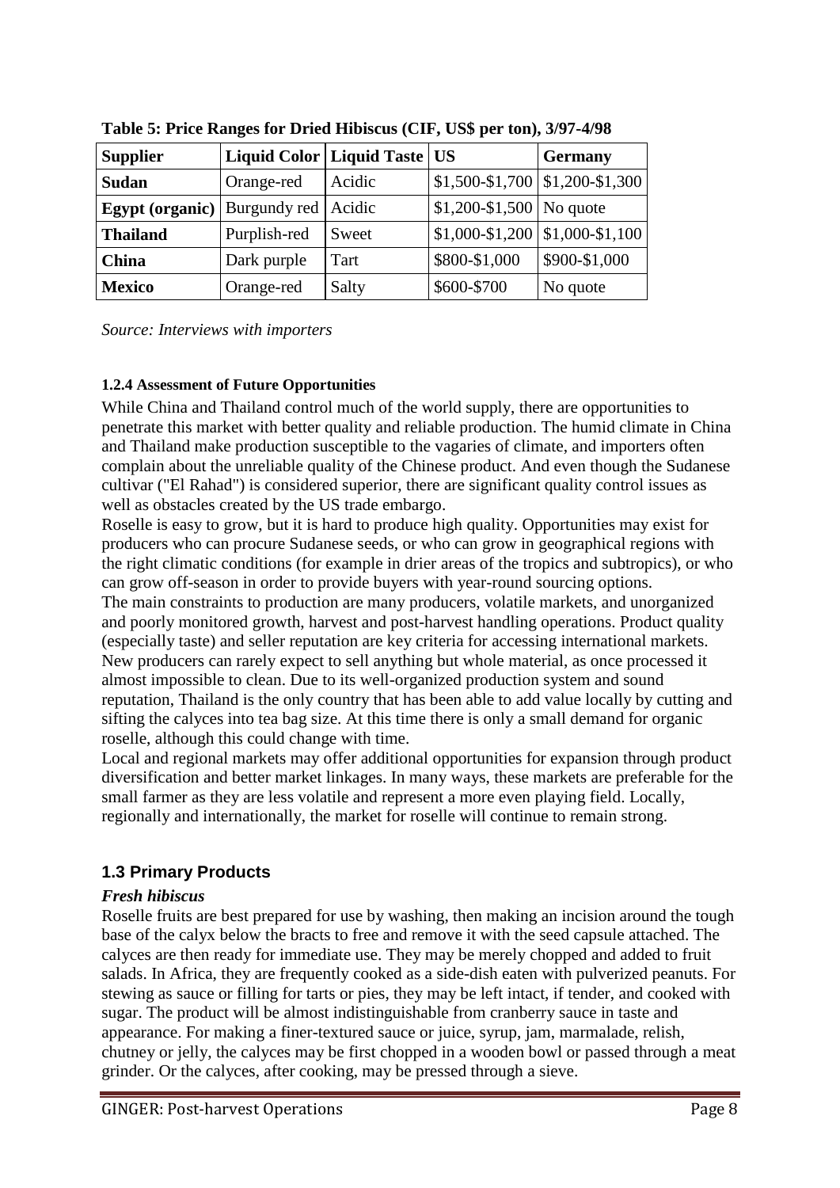**Table 5: Price Ranges for Dried Hibiscus (CIF, US$ per ton), 3/97-4/98**

| Supplier | Liquid Color | Liquid Taste | US | Germany |
|---|---|---|---|---|
| **Sudan** | Orange-red | Acidic | $1,500-$1,700 | $1,200-$1,300 |
| **Egypt (organic)** | Burgundy red | Acidic | $1,200-$1,500 | No quote |
| **Thailand** | Purplish-red | Sweet | $1,000-$1,200 | $1,000-$1,100 |
| **China** | Dark purple | Tart | $800-$1,000 | $900-$1,000 |
| **Mexico** | Orange-red | Salty | $600-$700 | No quote |

*Source: Interviews with importers*

#### 1.2.4 Assessment of Future Opportunities

While China and Thailand control much of the world supply, there are opportunities to penetrate this market with better quality and reliable production. The humid climate in China and Thailand make production susceptible to the vagaries of climate, and importers often complain about the unreliable quality of the Chinese product. And even though the Sudanese cultivar ("El Rahad") is considered superior, there are significant quality control issues as well as obstacles created by the US trade embargo.

Roselle is easy to grow, but it is hard to produce high quality. Opportunities may exist for producers who can procure Sudanese seeds, or who can grow in geographical regions with the right climatic conditions (for example in drier areas of the tropics and subtropics), or who can grow off-season in order to provide buyers with year-round sourcing options.

The main constraints to production are many producers, volatile markets, and unorganized and poorly monitored growth, harvest and post-harvest handling operations. Product quality (especially taste) and seller reputation are key criteria for accessing international markets. New producers can rarely expect to sell anything but whole material, as once processed it almost impossible to clean. Due to its well-organized production system and sound reputation, Thailand is the only country that has been able to add value locally by cutting and sifting the calyces into tea bag size. At this time there is only a small demand for organic roselle, although this could change with time.

Local and regional markets may offer additional opportunities for expansion through product diversification and better market linkages. In many ways, these markets are preferable for the small farmer as they are less volatile and represent a more even playing field. Locally, regionally and internationally, the market for roselle will continue to remain strong.

## 1.3 Primary Products

### *Fresh hibiscus*

Roselle fruits are best prepared for use by washing, then making an incision around the tough base of the calyx below the bracts to free and remove it with the seed capsule attached. The calyces are then ready for immediate use. They may be merely chopped and added to fruit salads. In Africa, they are frequently cooked as a side-dish eaten with pulverized peanuts. For stewing as sauce or filling for tarts or pies, they may be left intact, if tender, and cooked with sugar. The product will be almost indistinguishable from cranberry sauce in taste and appearance. For making a finer-textured sauce or juice, syrup, jam, marmalade, relish, chutney or jelly, the calyces may be first chopped in a wooden bowl or passed through a meat grinder. Or the calyces, after cooking, may be pressed through a sieve.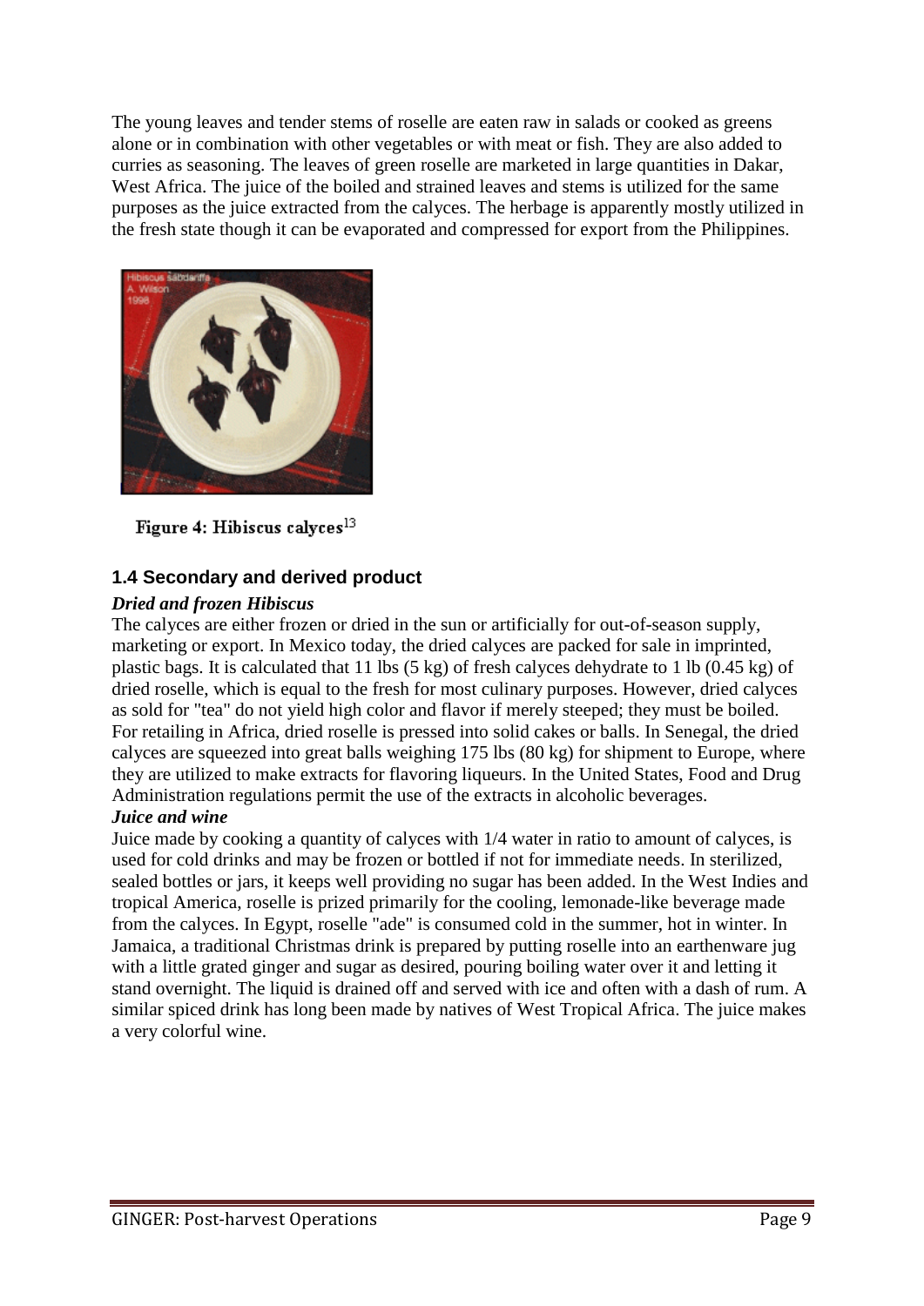The young leaves and tender stems of roselle are eaten raw in salads or cooked as greens alone or in combination with other vegetables or with meat or fish. They are also added to curries as seasoning. The leaves of green roselle are marketed in large quantities in Dakar, West Africa. The juice of the boiled and strained leaves and stems is utilized for the same purposes as the juice extracted from the calyces. The herbage is apparently mostly utilized in the fresh state though it can be evaporated and compressed for export from the Philippines.

Figure 4: Hibiscus calyces[13]

## 1.4 Secondary and derived product

***Dried and frozen Hibiscus***

The calyces are either frozen or dried in the sun or artificially for out-of-season supply, marketing or export. In Mexico today, the dried calyces are packed for sale in imprinted, plastic bags. It is calculated that 11 lbs (5 kg) of fresh calyces dehydrate to 1 lb (0.45 kg) of dried roselle, which is equal to the fresh for most culinary purposes. However, dried calyces as sold for "tea" do not yield high color and flavor if merely steeped; they must be boiled. For retailing in Africa, dried roselle is pressed into solid cakes or balls. In Senegal, the dried calyces are squeezed into great balls weighing 175 lbs (80 kg) for shipment to Europe, where they are utilized to make extracts for flavoring liqueurs. In the United States, Food and Drug Administration regulations permit the use of the extracts in alcoholic beverages.

***Juice and wine***

Juice made by cooking a quantity of calyces with 1/4 water in ratio to amount of calyces, is used for cold drinks and may be frozen or bottled if not for immediate needs. In sterilized, sealed bottles or jars, it keeps well providing no sugar has been added. In the West Indies and tropical America, roselle is prized primarily for the cooling, lemonade-like beverage made from the calyces. In Egypt, roselle "ade" is consumed cold in the summer, hot in winter. In Jamaica, a traditional Christmas drink is prepared by putting roselle into an earthenware jug with a little grated ginger and sugar as desired, pouring boiling water over it and letting it stand overnight. The liquid is drained off and served with ice and often with a dash of rum. A similar spiced drink has long been made by natives of West Tropical Africa. The juice makes a very colorful wine.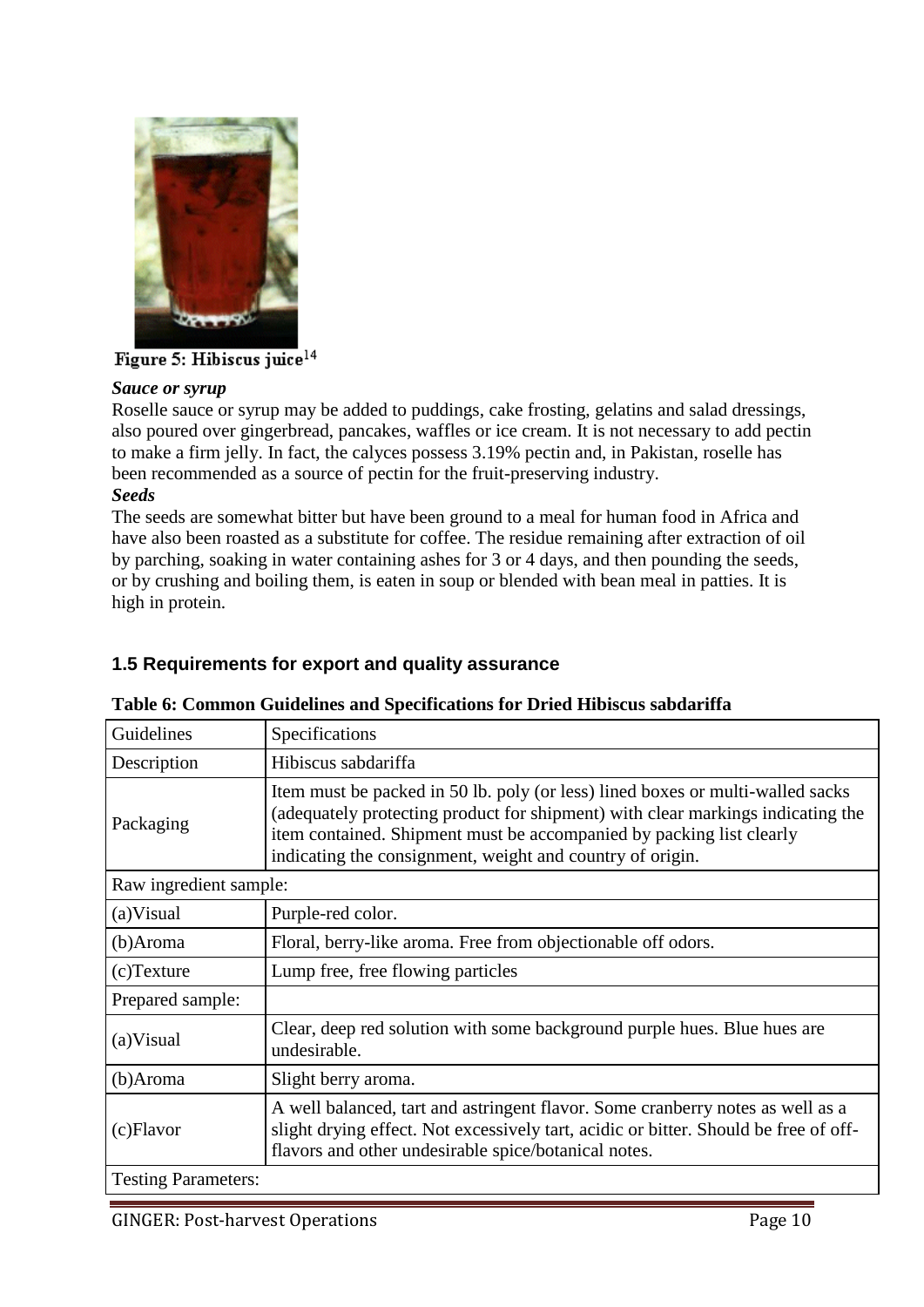Figure 5: Hibiscus juice[14]

***Sauce or syrup***

Roselle sauce or syrup may be added to puddings, cake frosting, gelatins and salad dressings, also poured over gingerbread, pancakes, waffles or ice cream. It is not necessary to add pectin to make a firm jelly. In fact, the calyces possess 3.19% pectin and, in Pakistan, roselle has been recommended as a source of pectin for the fruit-preserving industry.

***Seeds***

The seeds are somewhat bitter but have been ground to a meal for human food in Africa and have also been roasted as a substitute for coffee. The residue remaining after extraction of oil by parching, soaking in water containing ashes for 3 or 4 days, and then pounding the seeds, or by crushing and boiling them, is eaten in soup or blended with bean meal in patties. It is high in protein.

### 1.5 Requirements for export and quality assurance

**Table 6: Common Guidelines and Specifications for Dried Hibiscus sabdariffa**

| Guidelines | Specifications |
|---|---|
| Description | Hibiscus sabdariffa |
| Packaging | Item must be packed in 50 lb. poly (or less) lined boxes or multi-walled sacks (adequately protecting product for shipment) with clear markings indicating the item contained. Shipment must be accompanied by packing list clearly indicating the consignment, weight and country of origin. |
| Raw ingredient sample: | |
| (a)Visual | Purple-red color. |
| (b)Aroma | Floral, berry-like aroma. Free from objectionable off odors. |
| (c)Texture | Lump free, free flowing particles |
| Prepared sample: | |
| (a)Visual | Clear, deep red solution with some background purple hues. Blue hues are undesirable. |
| (b)Aroma | Slight berry aroma. |
| (c)Flavor | A well balanced, tart and astringent flavor. Some cranberry notes as well as a slight drying effect. Not excessively tart, acidic or bitter. Should be free of off-flavors and other undesirable spice/botanical notes. |
| Testing Parameters: | |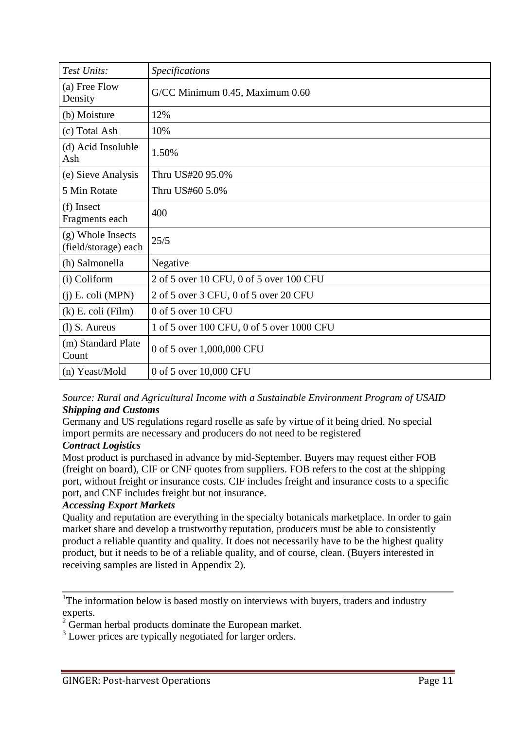| *Test Units:* | *Specifications* |
|---|---|
| (a) Free Flow Density | G/CC Minimum 0.45, Maximum 0.60 |
| (b) Moisture | 12% |
| (c) Total Ash | 10% |
| (d) Acid Insoluble Ash | 1.50% |
| (e) Sieve Analysis | Thru US#20 95.0% |
| 5 Min Rotate | Thru US#60 5.0% |
| (f) Insect Fragments each | 400 |
| (g) Whole Insects (field/storage) each | 25/5 |
| (h) Salmonella | Negative |
| (i) Coliform | 2 of 5 over 10 CFU, 0 of 5 over 100 CFU |
| (j) E. coli (MPN) | 2 of 5 over 3 CFU, 0 of 5 over 20 CFU |
| (k) E. coli (Film) | 0 of 5 over 10 CFU |
| (l) S. Aureus | 1 of 5 over 100 CFU, 0 of 5 over 1000 CFU |
| (m) Standard Plate Count | 0 of 5 over 1,000,000 CFU |
| (n) Yeast/Mold | 0 of 5 over 10,000 CFU |

*Source: Rural and Agricultural Income with a Sustainable Environment Program of USAID*

***Shipping and Customs***

Germany and US regulations regard roselle as safe by virtue of it being dried. No special import permits are necessary and producers do not need to be registered

***Contract Logistics***

Most product is purchased in advance by mid-September. Buyers may request either FOB (freight on board), CIF or CNF quotes from suppliers. FOB refers to the cost at the shipping port, without freight or insurance costs. CIF includes freight and insurance costs to a specific port, and CNF includes freight but not insurance.

***Accessing Export Markets***

Quality and reputation are everything in the specialty botanicals marketplace. In order to gain market share and develop a trustworthy reputation, producers must be able to consistently product a reliable quantity and quality. It does not necessarily have to be the highest quality product, but it needs to be of a reliable quality, and of course, clean. (Buyers interested in receiving samples are listed in Appendix 2).

---

[1] The information below is based mostly on interviews with buyers, traders and industry experts.

[2] German herbal products dominate the European market.

[3] Lower prices are typically negotiated for larger orders.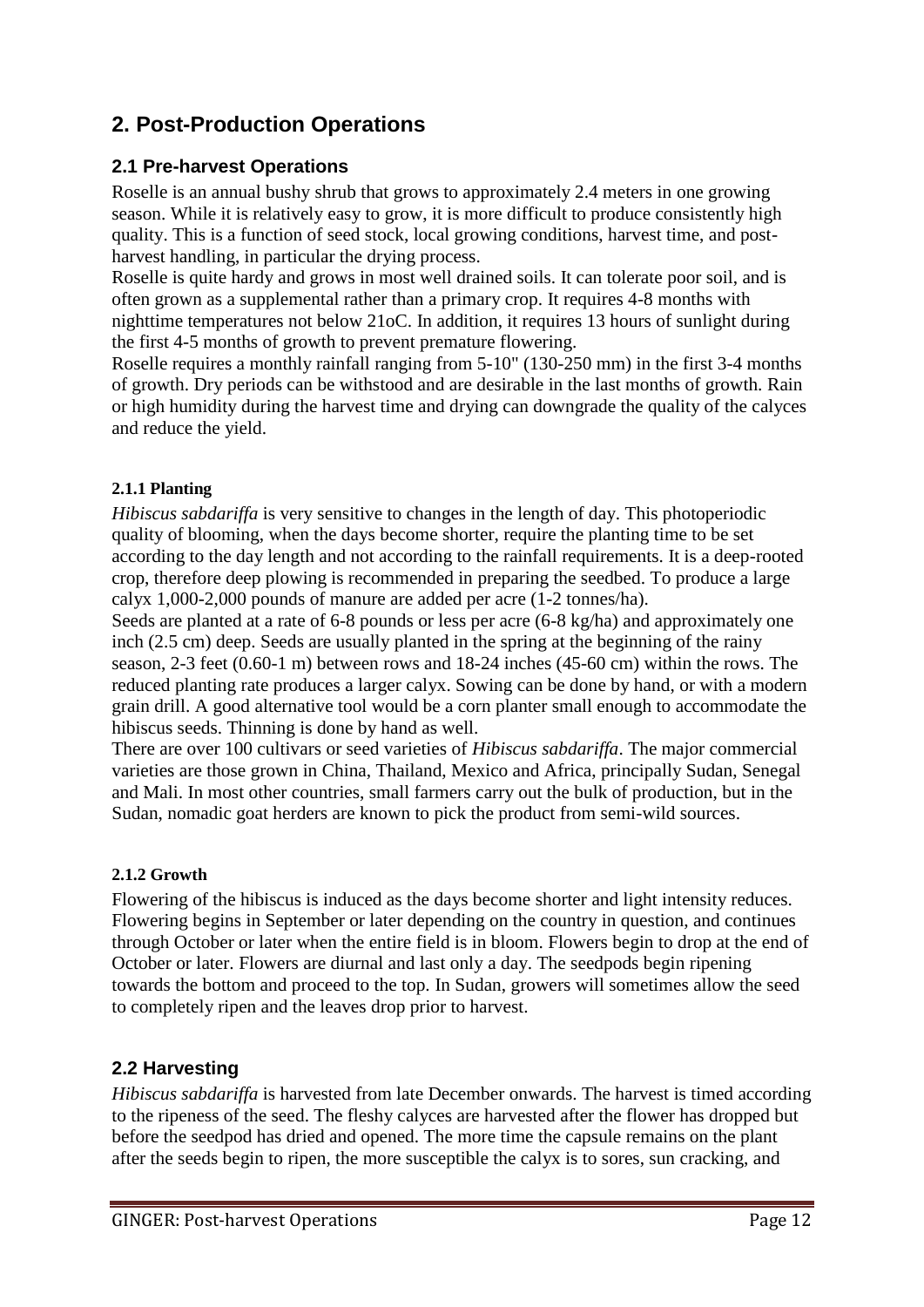## 2. Post-Production Operations

### 2.1 Pre-harvest Operations

Roselle is an annual bushy shrub that grows to approximately 2.4 meters in one growing season. While it is relatively easy to grow, it is more difficult to produce consistently high quality. This is a function of seed stock, local growing conditions, harvest time, and post-harvest handling, in particular the drying process.

Roselle is quite hardy and grows in most well drained soils. It can tolerate poor soil, and is often grown as a supplemental rather than a primary crop. It requires 4-8 months with nighttime temperatures not below 21oC. In addition, it requires 13 hours of sunlight during the first 4-5 months of growth to prevent premature flowering.

Roselle requires a monthly rainfall ranging from 5-10" (130-250 mm) in the first 3-4 months of growth. Dry periods can be withstood and are desirable in the last months of growth. Rain or high humidity during the harvest time and drying can downgrade the quality of the calyces and reduce the yield.

#### 2.1.1 Planting

*Hibiscus sabdariffa* is very sensitive to changes in the length of day. This photoperiodic quality of blooming, when the days become shorter, require the planting time to be set according to the day length and not according to the rainfall requirements. It is a deep-rooted crop, therefore deep plowing is recommended in preparing the seedbed. To produce a large calyx 1,000-2,000 pounds of manure are added per acre (1-2 tonnes/ha).

Seeds are planted at a rate of 6-8 pounds or less per acre (6-8 kg/ha) and approximately one inch (2.5 cm) deep. Seeds are usually planted in the spring at the beginning of the rainy season, 2-3 feet (0.60-1 m) between rows and 18-24 inches (45-60 cm) within the rows. The reduced planting rate produces a larger calyx. Sowing can be done by hand, or with a modern grain drill. A good alternative tool would be a corn planter small enough to accommodate the hibiscus seeds. Thinning is done by hand as well.

There are over 100 cultivars or seed varieties of *Hibiscus sabdariffa*. The major commercial varieties are those grown in China, Thailand, Mexico and Africa, principally Sudan, Senegal and Mali. In most other countries, small farmers carry out the bulk of production, but in the Sudan, nomadic goat herders are known to pick the product from semi-wild sources.

#### 2.1.2 Growth

Flowering of the hibiscus is induced as the days become shorter and light intensity reduces. Flowering begins in September or later depending on the country in question, and continues through October or later when the entire field is in bloom. Flowers begin to drop at the end of October or later. Flowers are diurnal and last only a day. The seedpods begin ripening towards the bottom and proceed to the top. In Sudan, growers will sometimes allow the seed to completely ripen and the leaves drop prior to harvest.

### 2.2 Harvesting

*Hibiscus sabdariffa* is harvested from late December onwards. The harvest is timed according to the ripeness of the seed. The fleshy calyces are harvested after the flower has dropped but before the seedpod has dried and opened. The more time the capsule remains on the plant after the seeds begin to ripen, the more susceptible the calyx is to sores, sun cracking, and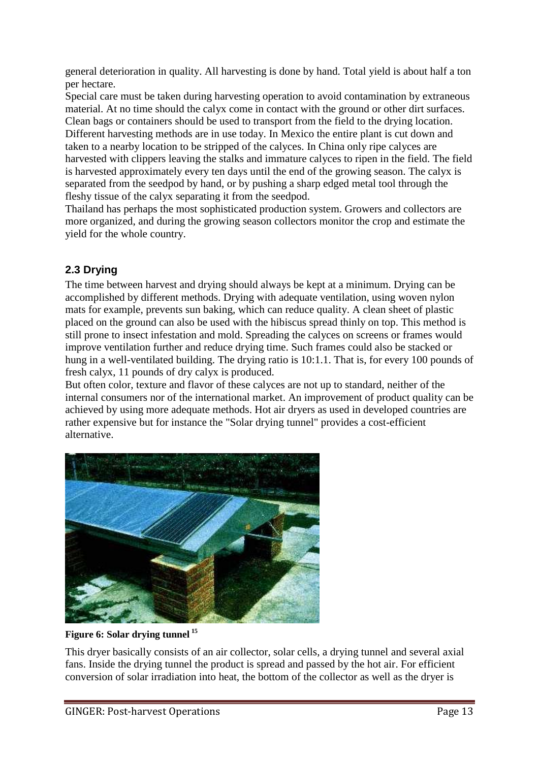general deterioration in quality. All harvesting is done by hand. Total yield is about half a ton per hectare.

Special care must be taken during harvesting operation to avoid contamination by extraneous material. At no time should the calyx come in contact with the ground or other dirt surfaces. Clean bags or containers should be used to transport from the field to the drying location. Different harvesting methods are in use today. In Mexico the entire plant is cut down and taken to a nearby location to be stripped of the calyces. In China only ripe calyces are harvested with clippers leaving the stalks and immature calyces to ripen in the field. The field is harvested approximately every ten days until the end of the growing season. The calyx is separated from the seedpod by hand, or by pushing a sharp edged metal tool through the fleshy tissue of the calyx separating it from the seedpod.

Thailand has perhaps the most sophisticated production system. Growers and collectors are more organized, and during the growing season collectors monitor the crop and estimate the yield for the whole country.

## 2.3 Drying

The time between harvest and drying should always be kept at a minimum. Drying can be accomplished by different methods. Drying with adequate ventilation, using woven nylon mats for example, prevents sun baking, which can reduce quality. A clean sheet of plastic placed on the ground can also be used with the hibiscus spread thinly on top. This method is still prone to insect infestation and mold. Spreading the calyces on screens or frames would improve ventilation further and reduce drying time. Such frames could also be stacked or hung in a well-ventilated building. The drying ratio is 10:1.1. That is, for every 100 pounds of fresh calyx, 11 pounds of dry calyx is produced.

But often color, texture and flavor of these calyces are not up to standard, neither of the internal consumers nor of the international market. An improvement of product quality can be achieved by using more adequate methods. Hot air dryers as used in developed countries are rather expensive but for instance the "Solar drying tunnel" provides a cost-efficient alternative.

**Figure 6: Solar drying tunnel [15]**

This dryer basically consists of an air collector, solar cells, a drying tunnel and several axial fans. Inside the drying tunnel the product is spread and passed by the hot air. For efficient conversion of solar irradiation into heat, the bottom of the collector as well as the dryer is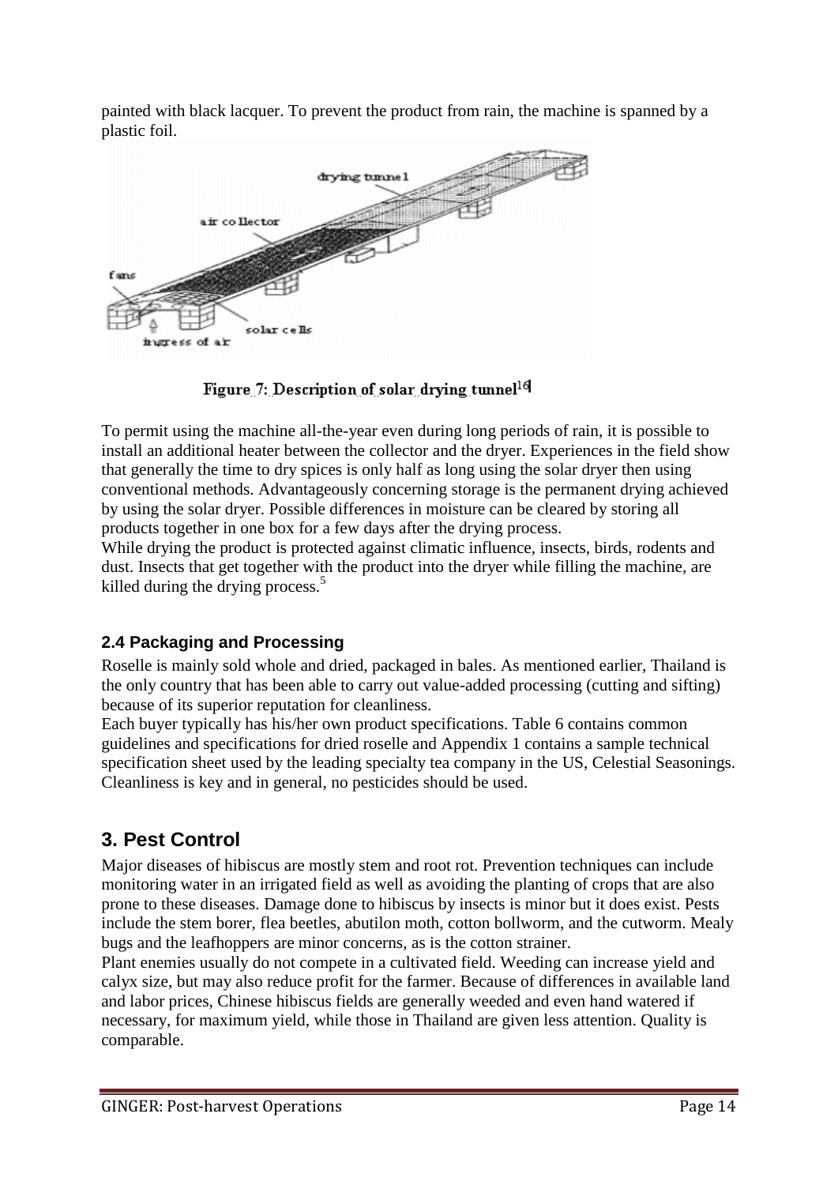painted with black lacquer. To prevent the product from rain, the machine is spanned by a plastic foil.

Figure 7: Description of solar drying tunnel[16]

To permit using the machine all-the-year even during long periods of rain, it is possible to install an additional heater between the collector and the dryer. Experiences in the field show that generally the time to dry spices is only half as long using the solar dryer then using conventional methods. Advantageously concerning storage is the permanent drying achieved by using the solar dryer. Possible differences in moisture can be cleared by storing all products together in one box for a few days after the drying process.
While drying the product is protected against climatic influence, insects, birds, rodents and dust. Insects that get together with the product into the dryer while filling the machine, are killed during the drying process.[5]

### 2.4 Packaging and Processing

Roselle is mainly sold whole and dried, packaged in bales. As mentioned earlier, Thailand is the only country that has been able to carry out value-added processing (cutting and sifting) because of its superior reputation for cleanliness.
Each buyer typically has his/her own product specifications. Table 6 contains common guidelines and specifications for dried roselle and Appendix 1 contains a sample technical specification sheet used by the leading specialty tea company in the US, Celestial Seasonings. Cleanliness is key and in general, no pesticides should be used.

## 3. Pest Control

Major diseases of hibiscus are mostly stem and root rot. Prevention techniques can include monitoring water in an irrigated field as well as avoiding the planting of crops that are also prone to these diseases. Damage done to hibiscus by insects is minor but it does exist. Pests include the stem borer, flea beetles, abutilon moth, cotton bollworm, and the cutworm. Mealy bugs and the leafhoppers are minor concerns, as is the cotton strainer.
Plant enemies usually do not compete in a cultivated field. Weeding can increase yield and calyx size, but may also reduce profit for the farmer. Because of differences in available land and labor prices, Chinese hibiscus fields are generally weeded and even hand watered if necessary, for maximum yield, while those in Thailand are given less attention. Quality is comparable.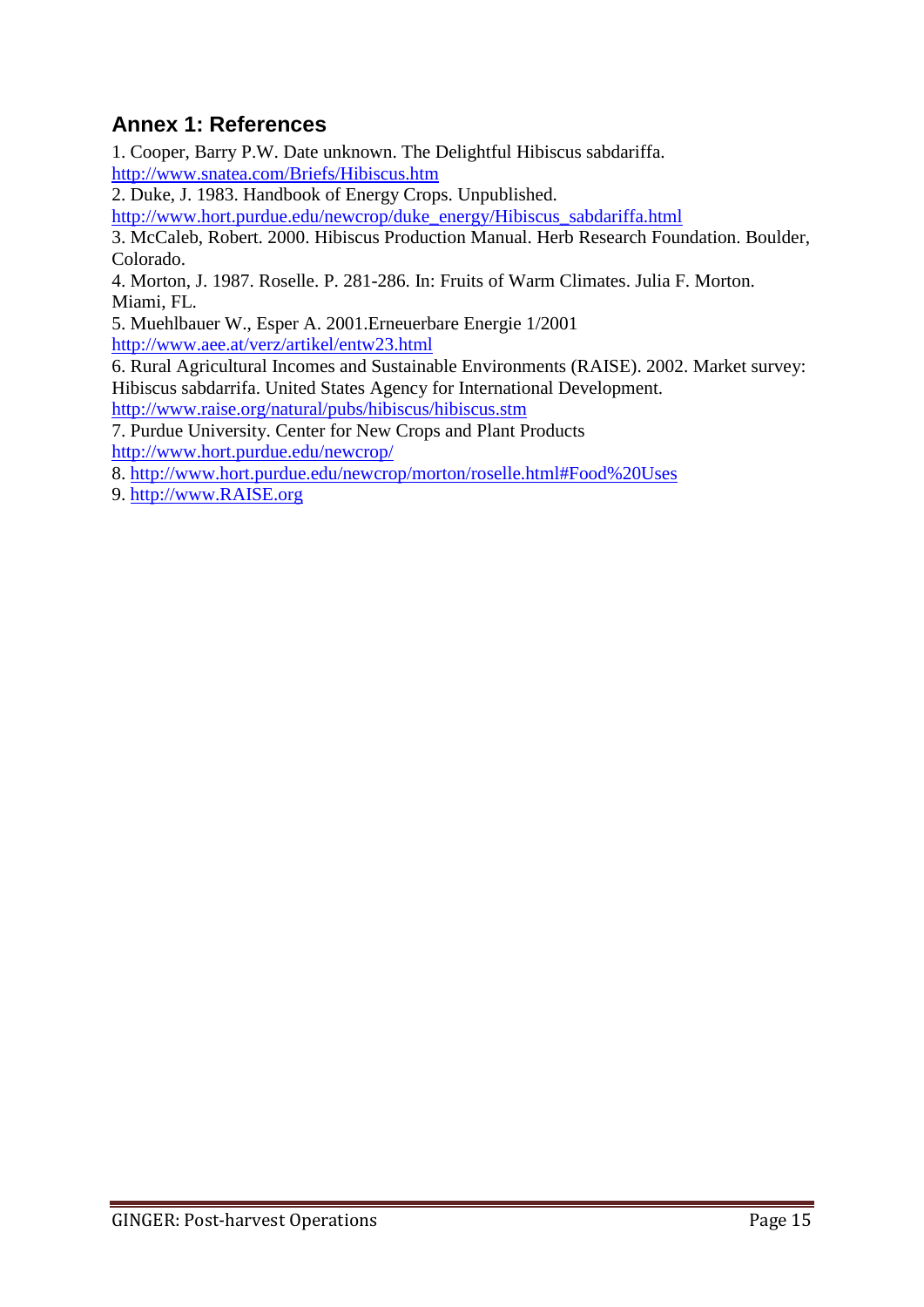## Annex 1: References

1. Cooper, Barry P.W. Date unknown. The Delightful Hibiscus sabdariffa. http://www.snatea.com/Briefs/Hibiscus.htm
2. Duke, J. 1983. Handbook of Energy Crops. Unpublished. http://www.hort.purdue.edu/newcrop/duke_energy/Hibiscus_sabdariffa.html
3. McCaleb, Robert. 2000. Hibiscus Production Manual. Herb Research Foundation. Boulder, Colorado.
4. Morton, J. 1987. Roselle. P. 281-286. In: Fruits of Warm Climates. Julia F. Morton. Miami, FL.
5. Muehlbauer W., Esper A. 2001.Erneuerbare Energie 1/2001 http://www.aee.at/verz/artikel/entw23.html
6. Rural Agricultural Incomes and Sustainable Environments (RAISE). 2002. Market survey: Hibiscus sabdarrifa. United States Agency for International Development. http://www.raise.org/natural/pubs/hibiscus/hibiscus.stm
7. Purdue University. Center for New Crops and Plant Products http://www.hort.purdue.edu/newcrop/
8. http://www.hort.purdue.edu/newcrop/morton/roselle.html#Food%20Uses
9. http://www.RAISE.org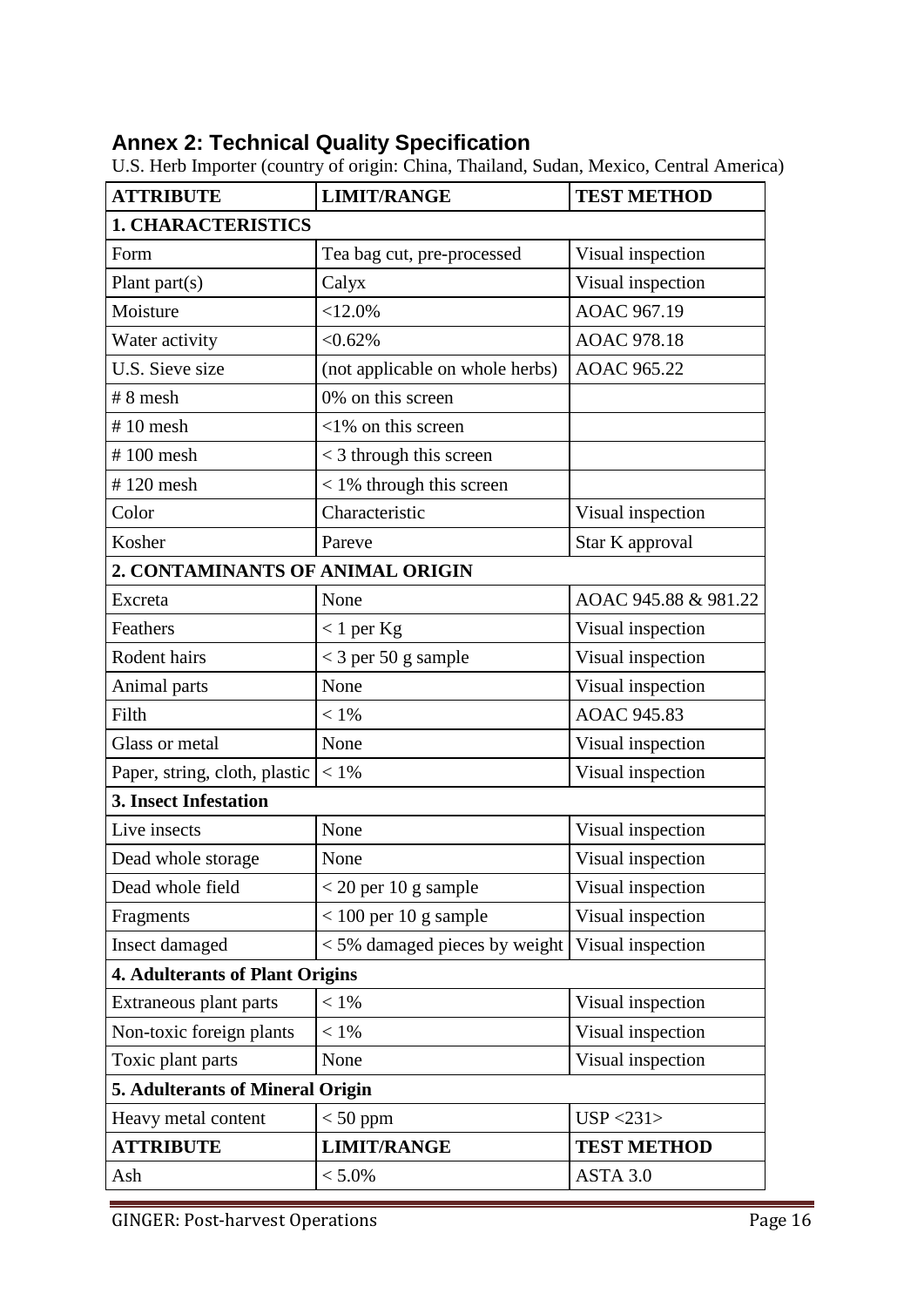## Annex 2: Technical Quality Specification

U.S. Herb Importer (country of origin: China, Thailand, Sudan, Mexico, Central America)

| ATTRIBUTE | LIMIT/RANGE | TEST METHOD |
|---|---|---|
| **1. CHARACTERISTICS** | | |
| Form | Tea bag cut, pre-processed | Visual inspection |
| Plant part(s) | Calyx | Visual inspection |
| Moisture | <12.0% | AOAC 967.19 |
| Water activity | <0.62% | AOAC 978.18 |
| U.S. Sieve size | (not applicable on whole herbs) | AOAC 965.22 |
| # 8 mesh | 0% on this screen | |
| # 10 mesh | <1% on this screen | |
| # 100 mesh | < 3 through this screen | |
| # 120 mesh | < 1% through this screen | |
| Color | Characteristic | Visual inspection |
| Kosher | Pareve | Star K approval |
| **2. CONTAMINANTS OF ANIMAL ORIGIN** | | |
| Excreta | None | AOAC 945.88 & 981.22 |
| Feathers | < 1 per Kg | Visual inspection |
| Rodent hairs | < 3 per 50 g sample | Visual inspection |
| Animal parts | None | Visual inspection |
| Filth | < 1% | AOAC 945.83 |
| Glass or metal | None | Visual inspection |
| Paper, string, cloth, plastic | < 1% | Visual inspection |
| **3. Insect Infestation** | | |
| Live insects | None | Visual inspection |
| Dead whole storage | None | Visual inspection |
| Dead whole field | < 20 per 10 g sample | Visual inspection |
| Fragments | < 100 per 10 g sample | Visual inspection |
| Insect damaged | < 5% damaged pieces by weight | Visual inspection |
| **4. Adulterants of Plant Origins** | | |
| Extraneous plant parts | < 1% | Visual inspection |
| Non-toxic foreign plants | < 1% | Visual inspection |
| Toxic plant parts | None | Visual inspection |
| **5. Adulterants of Mineral Origin** | | |
| Heavy metal content | < 50 ppm | USP <231> |
| **ATTRIBUTE** | **LIMIT/RANGE** | **TEST METHOD** |
| Ash | < 5.0% | ASTA 3.0 |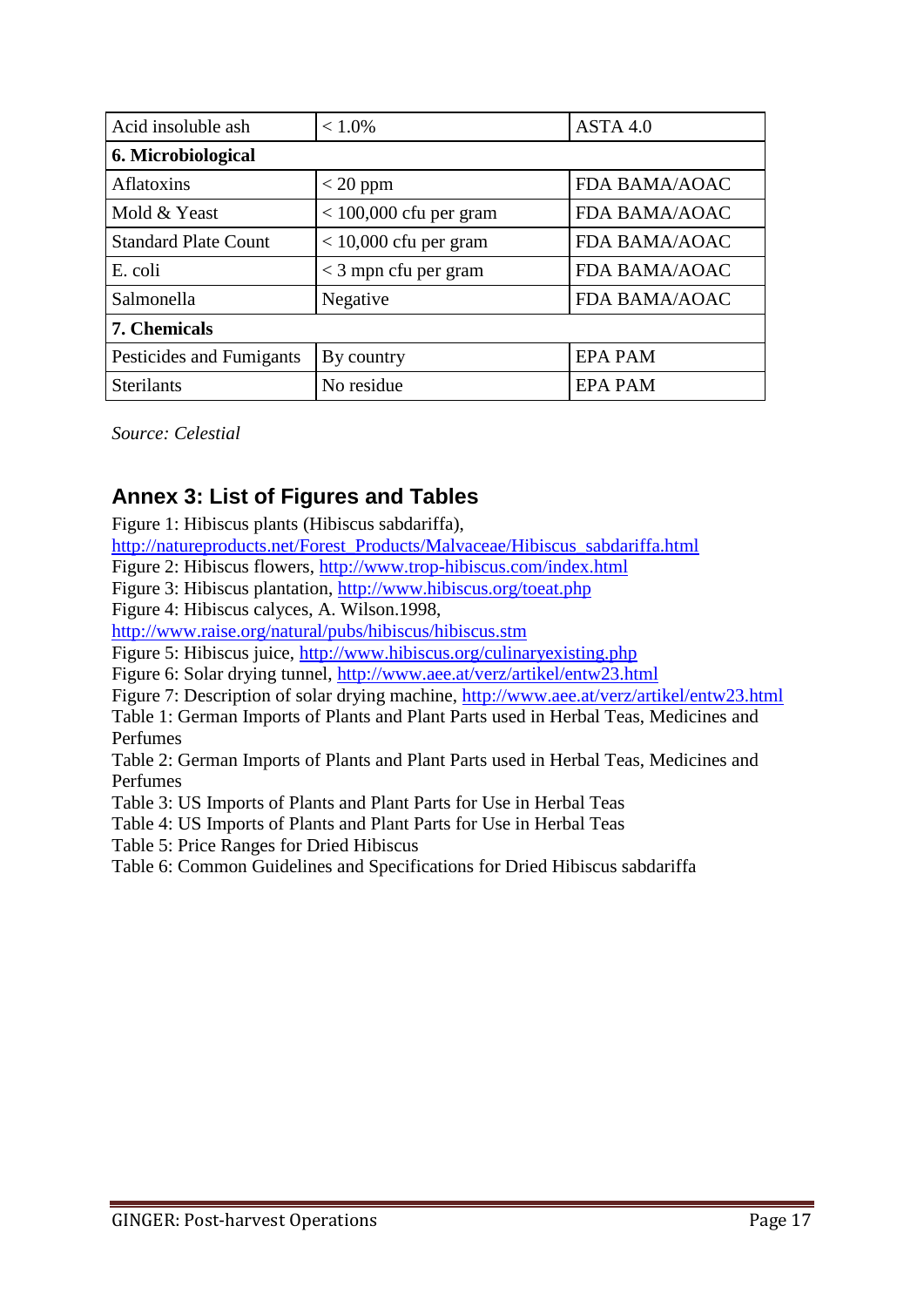| | | |
|---|---|---|
| Acid insoluble ash | < 1.0% | ASTA 4.0 |
| **6. Microbiological** | | |
| Aflatoxins | < 20 ppm | FDA BAMA/AOAC |
| Mold & Yeast | < 100,000 cfu per gram | FDA BAMA/AOAC |
| Standard Plate Count | < 10,000 cfu per gram | FDA BAMA/AOAC |
| E. coli | < 3 mpn cfu per gram | FDA BAMA/AOAC |
| Salmonella | Negative | FDA BAMA/AOAC |
| **7. Chemicals** | | |
| Pesticides and Fumigants | By country | EPA PAM |
| Sterilants | No residue | EPA PAM |

*Source: Celestial*

## Annex 3: List of Figures and Tables

Figure 1: Hibiscus plants (Hibiscus sabdariffa), http://natureproducts.net/Forest_Products/Malvaceae/Hibiscus_sabdariffa.html
Figure 2: Hibiscus flowers, http://www.trop-hibiscus.com/index.html
Figure 3: Hibiscus plantation, http://www.hibiscus.org/toeat.php
Figure 4: Hibiscus calyces, A. Wilson.1998, http://www.raise.org/natural/pubs/hibiscus/hibiscus.stm
Figure 5: Hibiscus juice, http://www.hibiscus.org/culinaryexisting.php
Figure 6: Solar drying tunnel, http://www.aee.at/verz/artikel/entw23.html
Figure 7: Description of solar drying machine, http://www.aee.at/verz/artikel/entw23.html
Table 1: German Imports of Plants and Plant Parts used in Herbal Teas, Medicines and Perfumes
Table 2: German Imports of Plants and Plant Parts used in Herbal Teas, Medicines and Perfumes
Table 3: US Imports of Plants and Plant Parts for Use in Herbal Teas
Table 4: US Imports of Plants and Plant Parts for Use in Herbal Teas
Table 5: Price Ranges for Dried Hibiscus
Table 6: Common Guidelines and Specifications for Dried Hibiscus sabdariffa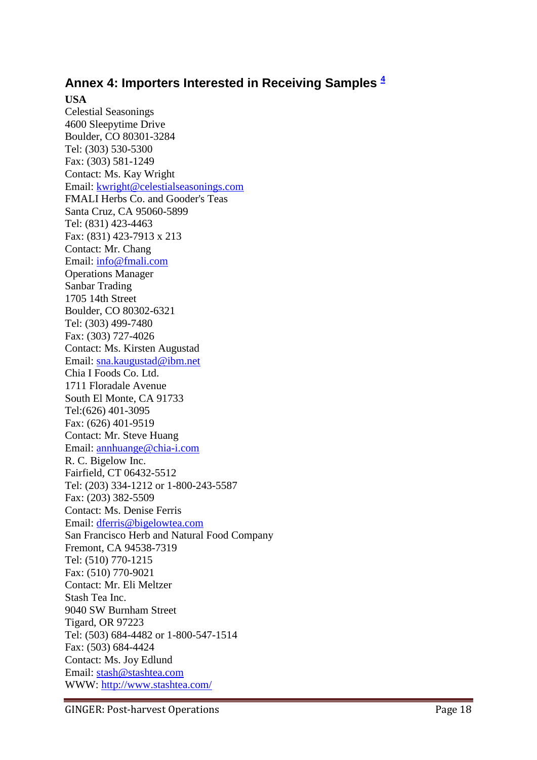## Annex 4: Importers Interested in Receiving Samples [4]

**USA**

Celestial Seasonings
4600 Sleepytime Drive
Boulder, CO 80301-3284
Tel: (303) 530-5300
Fax: (303) 581-1249
Contact: Ms. Kay Wright
Email: kwright@celestialseasonings.com

FMALI Herbs Co. and Gooder's Teas
Santa Cruz, CA 95060-5899
Tel: (831) 423-4463
Fax: (831) 423-7913 x 213
Contact: Mr. Chang
Email: info@fmali.com
Operations Manager

Sanbar Trading
1705 14th Street
Boulder, CO 80302-6321
Tel: (303) 499-7480
Fax: (303) 727-4026
Contact: Ms. Kirsten Augustad
Email: sna.kaugustad@ibm.net

Chia I Foods Co. Ltd.
1711 Floradale Avenue
South El Monte, CA 91733
Tel:(626) 401-3095
Fax: (626) 401-9519
Contact: Mr. Steve Huang
Email: annhuange@chia-i.com

R. C. Bigelow Inc.
Fairfield, CT 06432-5512
Tel: (203) 334-1212 or 1-800-243-5587
Fax: (203) 382-5509
Contact: Ms. Denise Ferris
Email: dferris@bigelowtea.com

San Francisco Herb and Natural Food Company
Fremont, CA 94538-7319
Tel: (510) 770-1215
Fax: (510) 770-9021
Contact: Mr. Eli Meltzer

Stash Tea Inc.
9040 SW Burnham Street
Tigard, OR 97223
Tel: (503) 684-4482 or 1-800-547-1514
Fax: (503) 684-4424
Contact: Ms. Joy Edlund
Email: stash@stashtea.com
WWW: http://www.stashtea.com/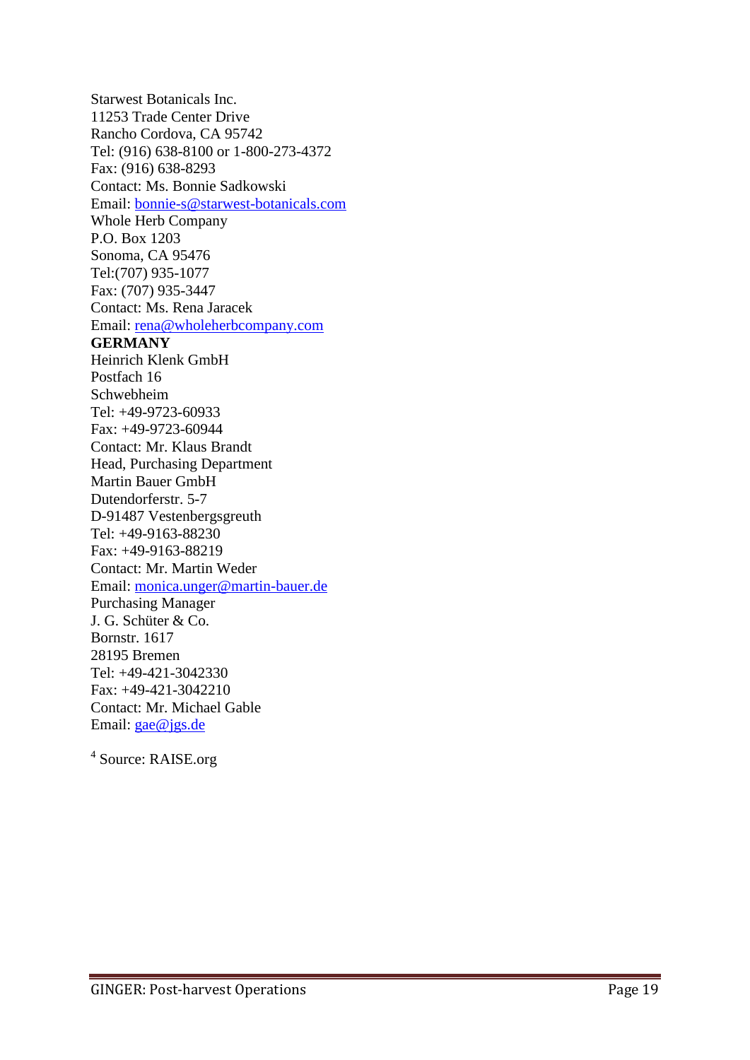Starwest Botanicals Inc.
11253 Trade Center Drive
Rancho Cordova, CA 95742
Tel: (916) 638-8100 or 1-800-273-4372
Fax: (916) 638-8293
Contact: Ms. Bonnie Sadkowski
Email: bonnie-s@starwest-botanicals.com
Whole Herb Company
P.O. Box 1203
Sonoma, CA 95476
Tel:(707) 935-1077
Fax: (707) 935-3447
Contact: Ms. Rena Jaracek
Email: rena@wholeherbcompany.com

**GERMANY**

Heinrich Klenk GmbH
Postfach 16
Schwebheim
Tel: +49-9723-60933
Fax: +49-9723-60944
Contact: Mr. Klaus Brandt
Head, Purchasing Department
Martin Bauer GmbH
Dutendorferstr. 5-7
D-91487 Vestenbergsgreuth
Tel: +49-9163-88230
Fax: +49-9163-88219
Contact: Mr. Martin Weder
Email: monica.unger@martin-bauer.de
Purchasing Manager
J. G. Schüter & Co.
Bornstr. 1617
28195 Bremen
Tel: +49-421-3042330
Fax: +49-421-3042210
Contact: Mr. Michael Gable
Email: gae@jgs.de

[4] Source: RAISE.org